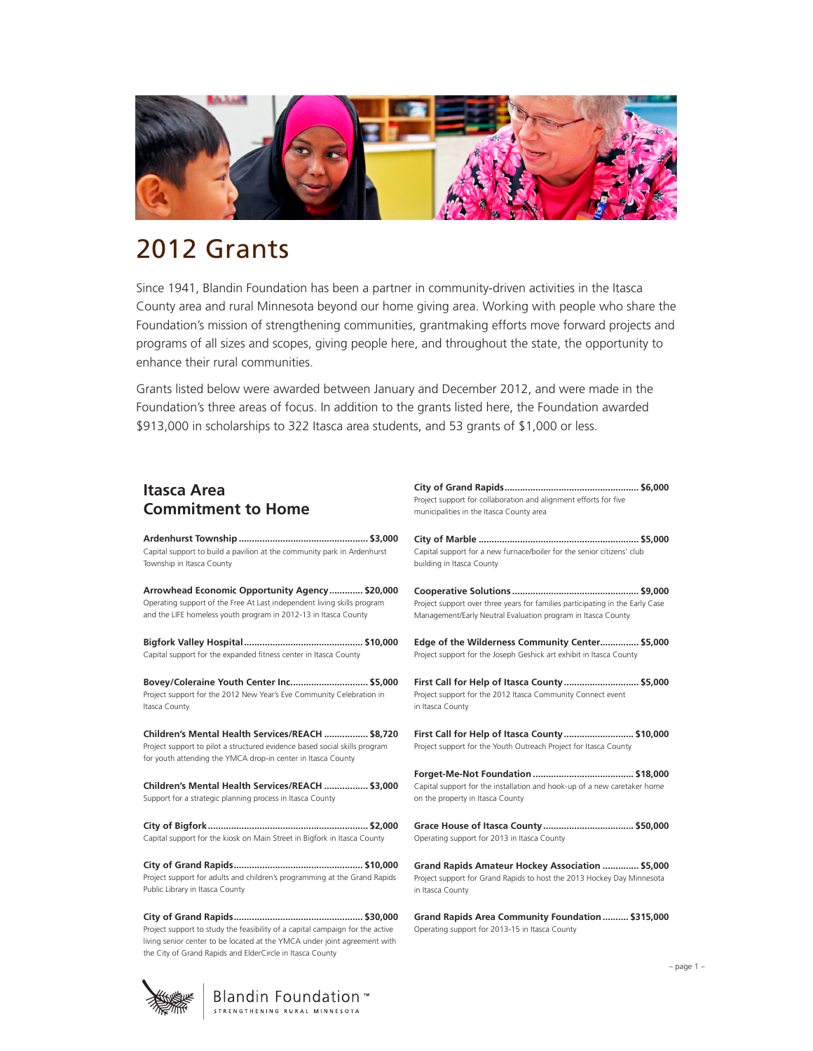# 2012 Grants

Since 1941, Blandin Foundation has been a partner in community-driven activities in the Itasca County area and rural Minnesota beyond our home giving area. Working with people who share the Foundation's mission of strengthening communities, grantmaking efforts move forward projects and programs of all sizes and scopes, giving people here, and throughout the state, the opportunity to enhance their rural communities.

Grants listed below were awarded between January and December 2012, and were made in the Foundation's three areas of focus. In addition to the grants listed here, the Foundation awarded $913,000 in scholarships to 322 Itasca area students, and 53 grants of $1,000 or less.

## Itasca Area Commitment to Home

**Ardenhurst Township ................................................ $3,000**
Capital support to build a pavilion at the community park in Ardenhurst Township in Itasca County

**Arrowhead Economic Opportunity Agency ............ $20,000**
Operating support of the Free At Last independent living skills program and the LIFE homeless youth program in 2012-13 in Itasca County

**Bigfork Valley Hospital ............................................. $10,000**
Capital support for the expanded fitness center in Itasca County

**Bovey/Coleraine Youth Center Inc. ............................ $5,000**
Project support for the 2012 New Year's Eve Community Celebration in Itasca County

**Children's Mental Health Services/REACH ................ $8,720**
Project support to pilot a structured evidence based social skills program for youth attending the YMCA drop-in center in Itasca County

**Children's Mental Health Services/REACH ................ $3,000**
Support for a strategic planning process in Itasca County

**City of Bigfork ............................................................ $2,000**
Capital support for the kiosk on Main Street in Bigfork in Itasca County

**City of Grand Rapids ................................................. $10,000**
Project support for adults and children's programming at the Grand Rapids Public Library in Itasca County

**City of Grand Rapids ................................................. $30,000**
Project support to study the feasibility of a capital campaign for the active living senior center to be located at the YMCA under joint agreement with the City of Grand Rapids and ElderCircle in Itasca County

**City of Grand Rapids ................................................... $6,000**
Project support for collaboration and alignment efforts for five municipalities in the Itasca County area

**City of Marble ............................................................ $5,000**
Capital support for a new furnace/boiler for the senior citizens' club building in Itasca County

**Cooperative Solutions ................................................ $9,000**
Project support over three years for families participating in the Early Case Management/Early Neutral Evaluation program in Itasca County

**Edge of the Wilderness Community Center .............. $5,000**
Project support for the Joseph Geshick art exhibit in Itasca County

**First Call for Help of Itasca County ............................ $5,000**
Project support for the 2012 Itasca Community Connect event in Itasca County

**First Call for Help of Itasca County .......................... $10,000**
Project support for the Youth Outreach Project for Itasca County

**Forget-Me-Not Foundation ...................................... $18,000**
Capital support for the installation and hook-up of a new caretaker home on the property in Itasca County

**Grace House of Itasca County .................................. $50,000**
Operating support for 2013 in Itasca County

**Grand Rapids Amateur Hockey Association ............. $5,000**
Project support for Grand Rapids to host the 2013 Hockey Day Minnesota in Itasca County

**Grand Rapids Area Community Foundation .......... $315,000**
Operating support for 2013-15 in Itasca County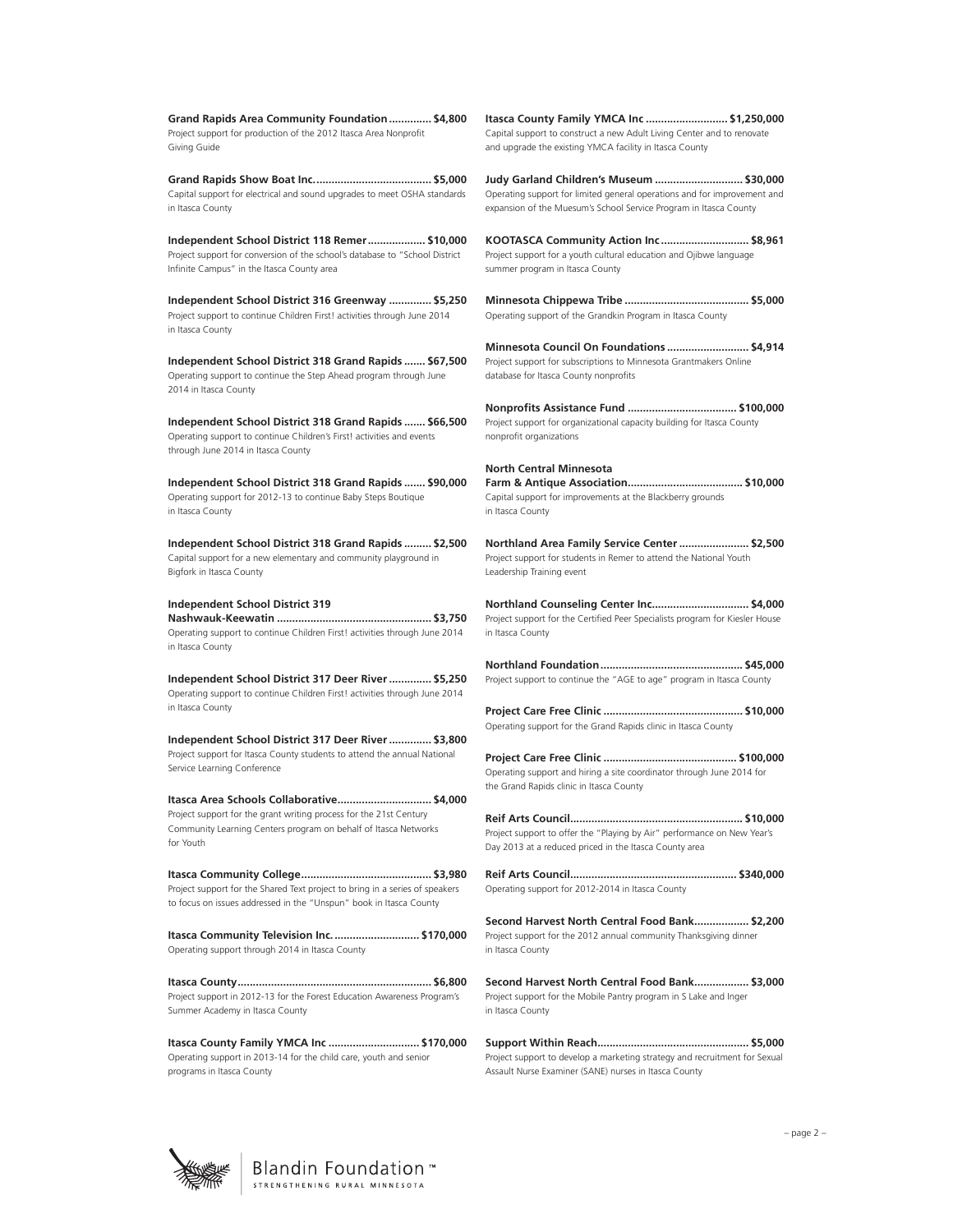**Grand Rapids Area Community Foundation .............. $4,800**
Project support for production of the 2012 Itasca Area Nonprofit Giving Guide

**Grand Rapids Show Boat Inc. ...................................... $5,000**
Capital support for electrical and sound upgrades to meet OSHA standards in Itasca County

**Independent School District 118 Remer .................. $10,000**
Project support for conversion of the school's database to "School District Infinite Campus" in the Itasca County area

**Independent School District 316 Greenway .............. $5,250**
Project support to continue Children First! activities through June 2014 in Itasca County

**Independent School District 318 Grand Rapids ....... $67,500**
Operating support to continue the Step Ahead program through June 2014 in Itasca County

**Independent School District 318 Grand Rapids ....... $66,500**
Operating support to continue Children's First! activities and events through June 2014 in Itasca County

**Independent School District 318 Grand Rapids ....... $90,000**
Operating support for 2012-13 to continue Baby Steps Boutique in Itasca County

**Independent School District 318 Grand Rapids ......... $2,500**
Capital support for a new elementary and community playground in Bigfork in Itasca County

**Independent School District 319 Nashwauk-Keewatin .................................................. $3,750**
Operating support to continue Children First! activities through June 2014 in Itasca County

**Independent School District 317 Deer River .............. $5,250**
Operating support to continue Children First! activities through June 2014 in Itasca County

**Independent School District 317 Deer River .............. $3,800**
Project support for Itasca County students to attend the annual National Service Learning Conference

**Itasca Area Schools Collaborative ............................... $4,000**
Project support for the grant writing process for the 21st Century Community Learning Centers program on behalf of Itasca Networks for Youth

**Itasca Community College .......................................... $3,980**
Project support for the Shared Text project to bring in a series of speakers to focus on issues addressed in the "Unspun" book in Itasca County

**Itasca Community Television Inc. ............................ $170,000**
Operating support through 2014 in Itasca County

**Itasca County ............................................................... $6,800**
Project support in 2012-13 for the Forest Education Awareness Program's Summer Academy in Itasca County

**Itasca County Family YMCA Inc ............................. $170,000**
Operating support in 2013-14 for the child care, youth and senior programs in Itasca County

**Itasca County Family YMCA Inc ........................... $1,250,000**
Capital support to construct a new Adult Living Center and to renovate and upgrade the existing YMCA facility in Itasca County

**Judy Garland Children's Museum ............................. $30,000**
Operating support for limited general operations and for improvement and expansion of the Muesum's School Service Program in Itasca County

**KOOTASCA Community Action Inc ............................. $8,961**
Project support for a youth cultural education and Ojibwe language summer program in Itasca County

**Minnesota Chippewa Tribe ........................................ $5,000**
Operating support of the Grandkin Program in Itasca County

**Minnesota Council On Foundations ........................... $4,914**
Project support for subscriptions to Minnesota Grantmakers Online database for Itasca County nonprofits

**Nonprofits Assistance Fund .................................... $100,000**
Project support for organizational capacity building for Itasca County nonprofit organizations

**North Central Minnesota Farm & Antique Association ...................................... $10,000**
Capital support for improvements at the Blackberry grounds in Itasca County

**Northland Area Family Service Center ....................... $2,500**
Project support for students in Remer to attend the National Youth Leadership Training event

**Northland Counseling Center Inc. ............................... $4,000**
Project support for the Certified Peer Specialists program for Kiesler House in Itasca County

**Northland Foundation .............................................. $45,000**
Project support to continue the "AGE to age" program in Itasca County

**Project Care Free Clinic ............................................. $10,000**
Operating support for the Grand Rapids clinic in Itasca County

**Project Care Free Clinic ........................................... $100,000**
Operating support and hiring a site coordinator through June 2014 for the Grand Rapids clinic in Itasca County

**Reif Arts Council ........................................................ $10,000**
Project support to offer the "Playing by Air" performance on New Year's Day 2013 at a reduced priced in the Itasca County area

**Reif Arts Council ...................................................... $340,000**
Operating support for 2012-2014 in Itasca County

**Second Harvest North Central Food Bank .................. $2,200**
Project support for the 2012 annual community Thanksgiving dinner in Itasca County

**Second Harvest North Central Food Bank .................. $3,000**
Project support for the Mobile Pantry program in S Lake and Inger in Itasca County

**Support Within Reach ................................................. $5,000**
Project support to develop a marketing strategy and recruitment for Sexual Assault Nurse Examiner (SANE) nurses in Itasca County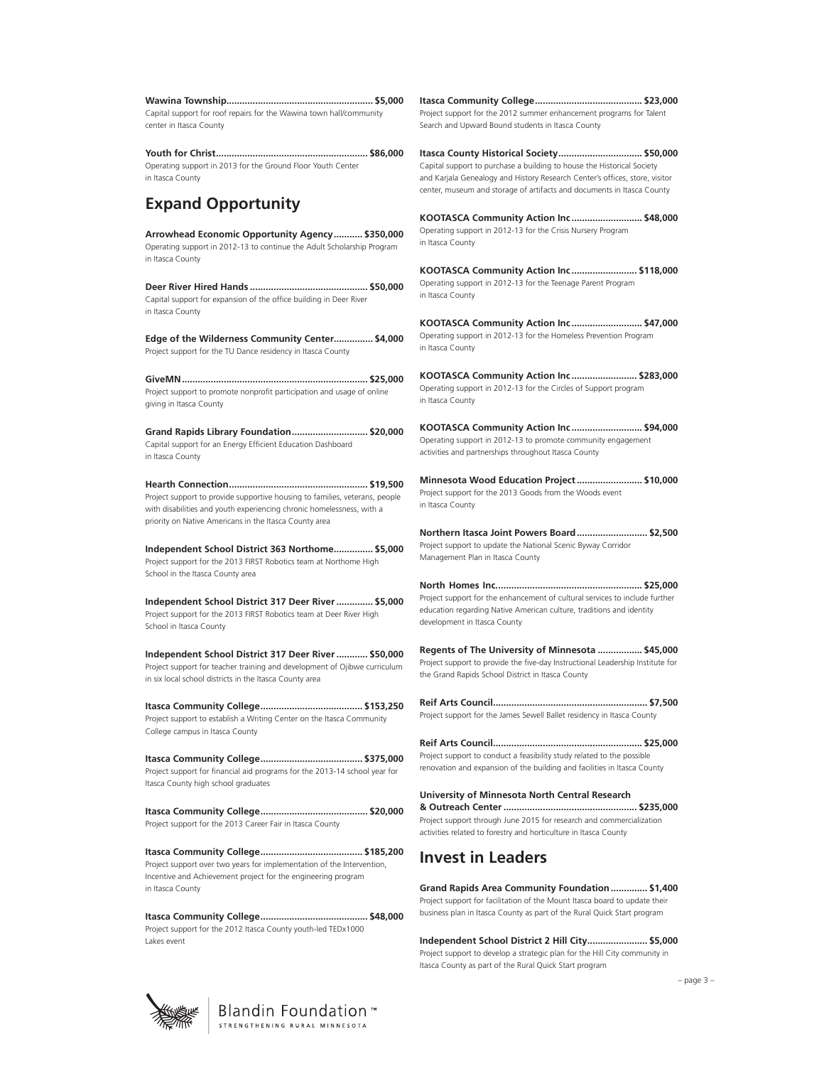**Wawina Township........................................................ $5,000**
Capital support for roof repairs for the Wawina town hall/community center in Itasca County

**Youth for Christ........................................................... $86,000**
Operating support in 2013 for the Ground Floor Youth Center in Itasca County

## Expand Opportunity

**Arrowhead Economic Opportunity Agency........... $350,000**
Operating support in 2012-13 to continue the Adult Scholarship Program in Itasca County

**Deer River Hired Hands ............................................ $50,000**
Capital support for expansion of the office building in Deer River in Itasca County

**Edge of the Wilderness Community Center............... $4,000**
Project support for the TU Dance residency in Itasca County

**GiveMN...................................................................... $25,000**
Project support to promote nonprofit participation and usage of online giving in Itasca County

**Grand Rapids Library Foundation............................ $20,000**
Capital support for an Energy Efficient Education Dashboard in Itasca County

**Hearth Connection.................................................... $19,500**
Project support to provide supportive housing to families, veterans, people with disabilities and youth experiencing chronic homelessness, with a priority on Native Americans in the Itasca County area

**Independent School District 363 Northome............... $5,000**
Project support for the 2013 FIRST Robotics team at Northome High School in the Itasca County area

**Independent School District 317 Deer River .............. $5,000**
Project support for the 2013 FIRST Robotics team at Deer River High School in Itasca County

**Independent School District 317 Deer River ............ $50,000**
Project support for teacher training and development of Ojibwe curriculum in six local school districts in the Itasca County area

**Itasca Community College...................................... $153,250**
Project support to establish a Writing Center on the Itasca Community College campus in Itasca County

**Itasca Community College...................................... $375,000**
Project support for financial aid programs for the 2013-14 school year for Itasca County high school graduates

**Itasca Community College......................................... $20,000**
Project support for the 2013 Career Fair in Itasca County

**Itasca Community College...................................... $185,200**
Project support over two years for implementation of the Intervention, Incentive and Achievement project for the engineering program in Itasca County

**Itasca Community College......................................... $48,000**
Project support for the 2012 Itasca County youth-led TEDx1000 Lakes event

**Itasca Community College......................................... $23,000**
Project support for the 2012 summer enhancement programs for Talent Search and Upward Bound students in Itasca County

**Itasca County Historical Society................................ $50,000**
Capital support to purchase a building to house the Historical Society and Karjala Genealogy and History Research Center's offices, store, visitor center, museum and storage of artifacts and documents in Itasca County

**KOOTASCA Community Action Inc........................... $48,000**
Operating support in 2012-13 for the Crisis Nursery Program in Itasca County

**KOOTASCA Community Action Inc......................... $118,000**
Operating support in 2012-13 for the Teenage Parent Program in Itasca County

**KOOTASCA Community Action Inc........................... $47,000**
Operating support in 2012-13 for the Homeless Prevention Program in Itasca County

**KOOTASCA Community Action Inc......................... $283,000**
Operating support in 2012-13 for the Circles of Support program in Itasca County

**KOOTASCA Community Action Inc........................... $94,000**
Operating support in 2012-13 to promote community engagement activities and partnerships throughout Itasca County

**Minnesota Wood Education Project......................... $10,000**
Project support for the 2013 Goods from the Woods event in Itasca County

**Northern Itasca Joint Powers Board........................... $2,500**
Project support to update the National Scenic Byway Corridor Management Plan in Itasca County

**North Homes Inc........................................................ $25,000**
Project support for the enhancement of cultural services to include further education regarding Native American culture, traditions and identity development in Itasca County

**Regents of The University of Minnesota ................. $45,000**
Project support to provide the five-day Instructional Leadership Institute for the Grand Rapids School District in Itasca County

**Reif Arts Council........................................................... $7,500**
Project support for the James Sewell Ballet residency in Itasca County

**Reif Arts Council......................................................... $25,000**
Project support to conduct a feasibility study related to the possible renovation and expansion of the building and facilities in Itasca County

**University of Minnesota North Central Research & Outreach Center .................................................. $235,000**
Project support through June 2015 for research and commercialization activities related to forestry and horticulture in Itasca County

## Invest in Leaders

**Grand Rapids Area Community Foundation.............. $1,400**
Project support for facilitation of the Mount Itasca board to update their business plan in Itasca County as part of the Rural Quick Start program

**Independent School District 2 Hill City....................... $5,000**
Project support to develop a strategic plan for the Hill City community in Itasca County as part of the Rural Quick Start program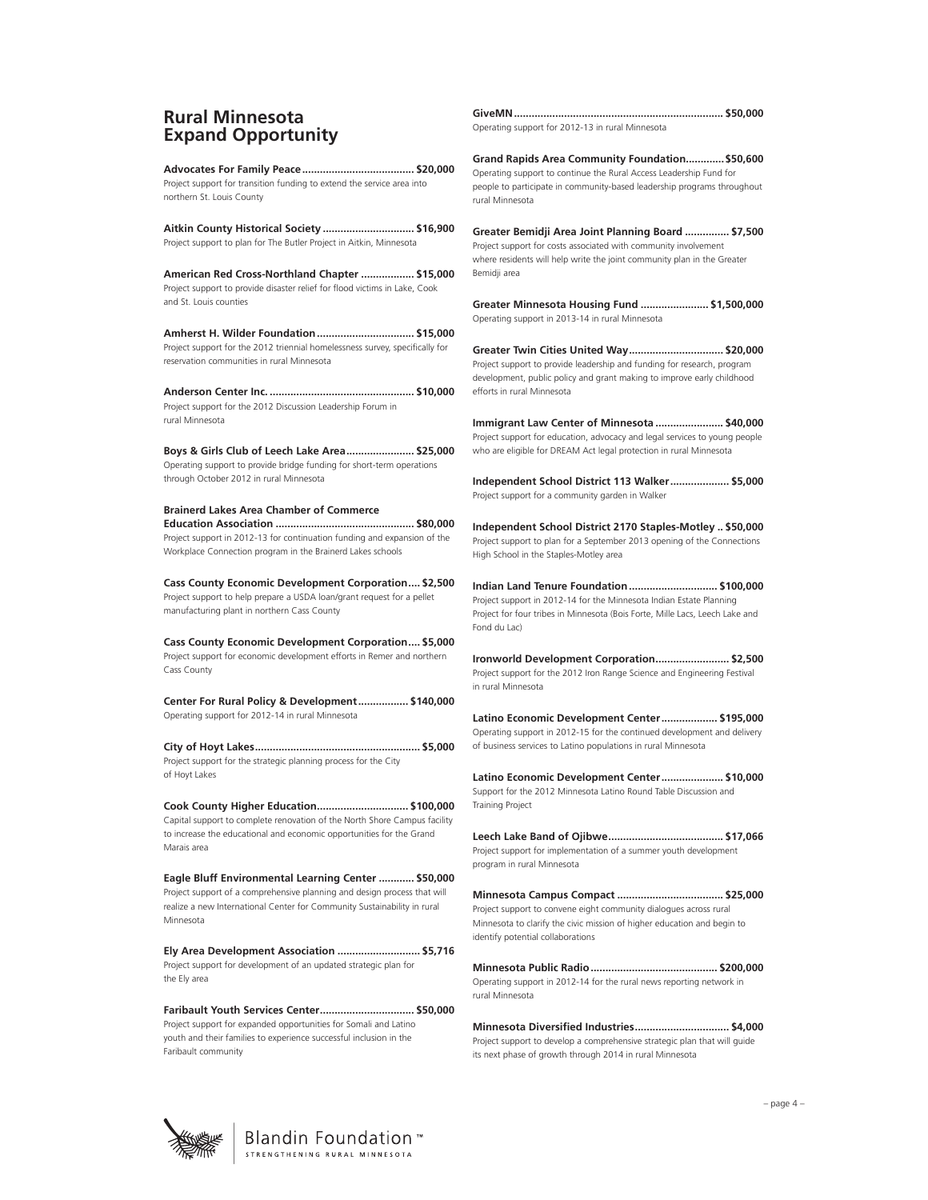## Rural Minnesota Expand Opportunity

**Advocates For Family Peace.................................... $20,000**
Project support for transition funding to extend the service area into northern St. Louis County

**Aitkin County Historical Society .............................. $16,900**
Project support to plan for The Butler Project in Aitkin, Minnesota

**American Red Cross-Northland Chapter ................. $15,000**
Project support to provide disaster relief for flood victims in Lake, Cook and St. Louis counties

**Amherst H. Wilder Foundation ................................ $15,000**
Project support for the 2012 triennial homelessness survey, specifically for reservation communities in rural Minnesota

**Anderson Center Inc. ................................................ $10,000**
Project support for the 2012 Discussion Leadership Forum in rural Minnesota

**Boys & Girls Club of Leech Lake Area...................... $25,000**
Operating support to provide bridge funding for short-term operations through October 2012 in rural Minnesota

**Brainerd Lakes Area Chamber of Commerce Education Association ............................................. $80,000**
Project support in 2012-13 for continuation funding and expansion of the Workplace Connection program in the Brainerd Lakes schools

**Cass County Economic Development Corporation.... $2,500**
Project support to help prepare a USDA loan/grant request for a pellet manufacturing plant in northern Cass County

**Cass County Economic Development Corporation.... $5,000**
Project support for economic development efforts in Remer and northern Cass County

**Center For Rural Policy & Development................ $140,000**
Operating support for 2012-14 in rural Minnesota

**City of Hoyt Lakes...................................................... $5,000**
Project support for the strategic planning process for the City of Hoyt Lakes

**Cook County Higher Education.............................. $100,000**
Capital support to complete renovation of the North Shore Campus facility to increase the educational and economic opportunities for the Grand Marais area

**Eagle Bluff Environmental Learning Center ............ $50,000**
Project support of a comprehensive planning and design process that will realize a new International Center for Community Sustainability in rural Minnesota

**Ely Area Development Association ........................... $5,716**
Project support for development of an updated strategic plan for the Ely area

**Faribault Youth Services Center............................... $50,000**
Project support for expanded opportunities for Somali and Latino youth and their families to experience successful inclusion in the Faribault community

**GiveMN..................................................................... $50,000**
Operating support for 2012-13 in rural Minnesota

**Grand Rapids Area Community Foundation............ $50,600**
Operating support to continue the Rural Access Leadership Fund for people to participate in community-based leadership programs throughout rural Minnesota

**Greater Bemidji Area Joint Planning Board ............... $7,500**
Project support for costs associated with community involvement where residents will help write the joint community plan in the Greater Bemidji area

**Greater Minnesota Housing Fund ...................... $1,500,000**
Operating support in 2013-14 in rural Minnesota

**Greater Twin Cities United Way............................... $20,000**
Project support to provide leadership and funding for research, program development, public policy and grant making to improve early childhood efforts in rural Minnesota

**Immigrant Law Center of Minnesota ....................... $40,000**
Project support for education, advocacy and legal services to young people who are eligible for DREAM Act legal protection in rural Minnesota

**Independent School District 113 Walker.................... $5,000**
Project support for a community garden in Walker

**Independent School District 2170 Staples-Motley .. $50,000**
Project support to plan for a September 2013 opening of the Connections High School in the Staples-Motley area

**Indian Land Tenure Foundation............................. $100,000**
Project support in 2012-14 for the Minnesota Indian Estate Planning Project for four tribes in Minnesota (Bois Forte, Mille Lacs, Leech Lake and Fond du Lac)

**Ironworld Development Corporation......................... $2,500**
Project support for the 2012 Iron Range Science and Engineering Festival in rural Minnesota

**Latino Economic Development Center.................. $195,000**
Operating support in 2012-15 for the continued development and delivery of business services to Latino populations in rural Minnesota

**Latino Economic Development Center..................... $10,000**
Support for the 2012 Minnesota Latino Round Table Discussion and Training Project

**Leech Lake Band of Ojibwe...................................... $17,066**
Project support for implementation of a summer youth development program in rural Minnesota

**Minnesota Campus Compact ................................... $25,000**
Project support to convene eight community dialogues across rural Minnesota to clarify the civic mission of higher education and begin to identify potential collaborations

**Minnesota Public Radio.......................................... $200,000**
Operating support in 2012-14 for the rural news reporting network in rural Minnesota

**Minnesota Diversified Industries................................ $4,000**
Project support to develop a comprehensive strategic plan that will guide its next phase of growth through 2014 in rural Minnesota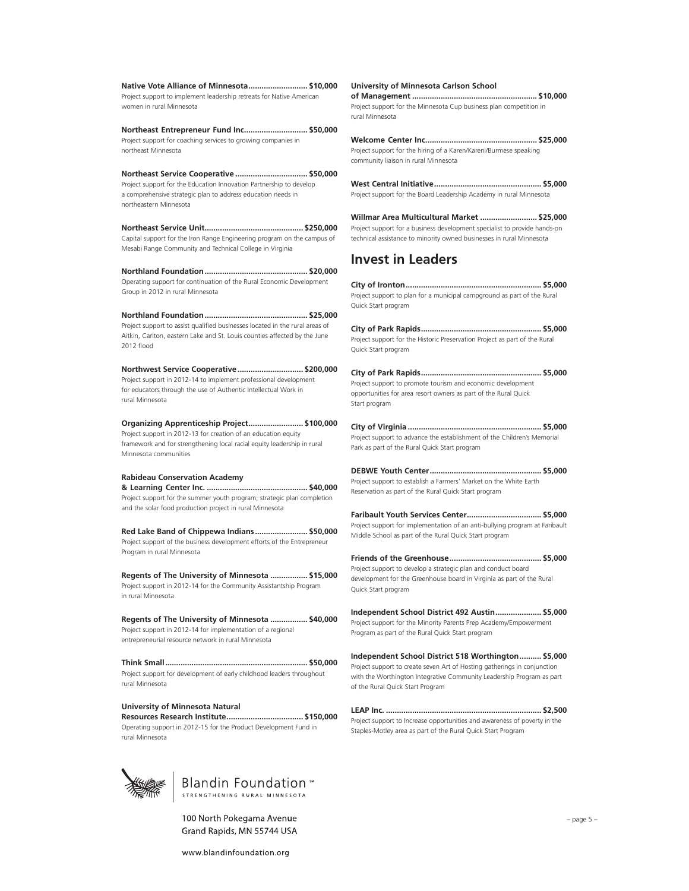**Native Vote Alliance of Minnesota........................... $10,000**
Project support to implement leadership retreats for Native American women in rural Minnesota

**Northeast Entrepreneur Fund Inc............................. $50,000**
Project support for coaching services to growing companies in northeast Minnesota

**Northeast Service Cooperative ................................ $50,000**
Project support for the Education Innovation Partnership to develop a comprehensive strategic plan to address education needs in northeastern Minnesota

**Northeast Service Unit............................................ $250,000**
Capital support for the Iron Range Engineering program on the campus of Mesabi Range Community and Technical College in Virginia

**Northland Foundation.............................................. $20,000**
Operating support for continuation of the Rural Economic Development Group in 2012 in rural Minnesota

**Northland Foundation.............................................. $25,000**
Project support to assist qualified businesses located in the rural areas of Aitkin, Carlton, eastern Lake and St. Louis counties affected by the June 2012 flood

**Northwest Service Cooperative.............................. $200,000**
Project support in 2012-14 to implement professional development for educators through the use of Authentic Intellectual Work in rural Minnesota

**Organizing Apprenticeship Project......................... $100,000**
Project support in 2012-13 for creation of an education equity framework and for strengthening local racial equity leadership in rural Minnesota communities

**Rabideau Conservation Academy & Learning Center Inc. .............................................. $40,000**
Project support for the summer youth program, strategic plan completion and the solar food production project in rural Minnesota

**Red Lake Band of Chippewa Indians........................ $50,000**
Project support of the business development efforts of the Entrepreneur Program in rural Minnesota

**Regents of The University of Minnesota ................. $15,000**
Project support in 2012-14 for the Community Assistantship Program in rural Minnesota

**Regents of The University of Minnesota ................. $40,000**
Project support in 2012-14 for implementation of a regional entrepreneurial resource network in rural Minnesota

**Think Small................................................................. $50,000**
Project support for development of early childhood leaders throughout rural Minnesota

**University of Minnesota Natural Resources Research Institute................................... $150,000**
Operating support in 2012-15 for the Product Development Fund in rural Minnesota

**University of Minnesota Carlson School of Management ........................................................ $10,000**
Project support for the Minnesota Cup business plan competition in rural Minnesota

**Welcome Center Inc.................................................. $25,000**
Project support for the hiring of a Karen/Kareni/Burmese speaking community liaison in rural Minnesota

**West Central Initiative................................................ $5,000**
Project support for the Board Leadership Academy in rural Minnesota

**Willmar Area Multicultural Market .......................... $25,000**
Project support for a business development specialist to provide hands-on technical assistance to minority owned businesses in rural Minnesota

## Invest in Leaders

**City of Ironton............................................................. $5,000**
Project support to plan for a municipal campground as part of the Rural Quick Start program

**City of Park Rapids...................................................... $5,000**
Project support for the Historic Preservation Project as part of the Rural Quick Start program

**City of Park Rapids...................................................... $5,000**
Project support to promote tourism and economic development opportunities for area resort owners as part of the Rural Quick Start program

**City of Virginia ............................................................ $5,000**
Project support to advance the establishment of the Children's Memorial Park as part of the Rural Quick Start program

**DEBWE Youth Center.................................................. $5,000**
Project support to establish a Farmers' Market on the White Earth Reservation as part of the Rural Quick Start program

**Faribault Youth Services Center................................. $5,000**
Project support for implementation of an anti-bullying program at Faribault Middle School as part of the Rural Quick Start program

**Friends of the Greenhouse......................................... $5,000**
Project support to develop a strategic plan and conduct board development for the Greenhouse board in Virginia as part of the Rural Quick Start program

**Independent School District 492 Austin.................... $5,000**
Project support for the Minority Parents Prep Academy/Empowerment Program as part of the Rural Quick Start program

**Independent School District 518 Worthington.......... $5,000**
Project support to create seven Art of Hosting gatherings in conjunction with the Worthington Integrative Community Leadership Program as part of the Rural Quick Start Program

**LEAP Inc. ...................................................................... $2,500**
Project support to Increase opportunities and awareness of poverty in the Staples-Motley area as part of the Rural Quick Start Program

Blandin Foundation™
STRENGTHENING RURAL MINNESOTA

100 North Pokegama Avenue
Grand Rapids, MN 55744 USA

www.blandinfoundation.org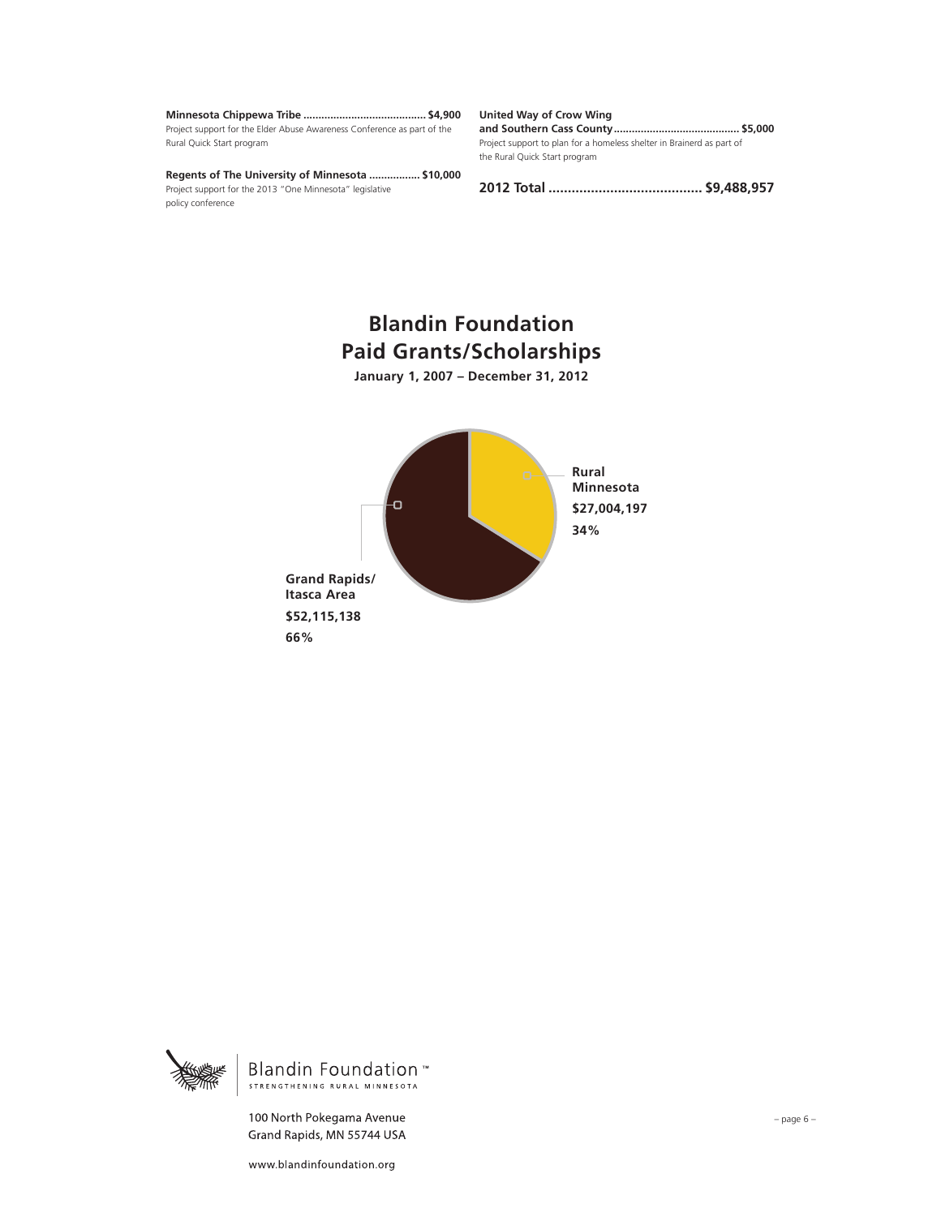**Minnesota Chippewa Tribe ........................................ $4,900**
Project support for the Elder Abuse Awareness Conference as part of the Rural Quick Start program

**Regents of The University of Minnesota ................ $10,000**
Project support for the 2013 "One Minnesota" legislative policy conference

**United Way of Crow Wing and Southern Cass County......................................... $5,000**
Project support to plan for a homeless shelter in Brainerd as part of the Rural Quick Start program

**2012 Total ........................................ $9,488,957**

## Blandin Foundation Paid Grants/Scholarships

**January 1, 2007 – December 31, 2012**

Rural Minnesota
$27,004,197
34%

Grand Rapids/ Itasca Area
$52,115,138
66%

Blandin Foundation™
STRENGTHENING RURAL MINNESOTA

100 North Pokegama Avenue
Grand Rapids, MN 55744 USA

www.blandinfoundation.org